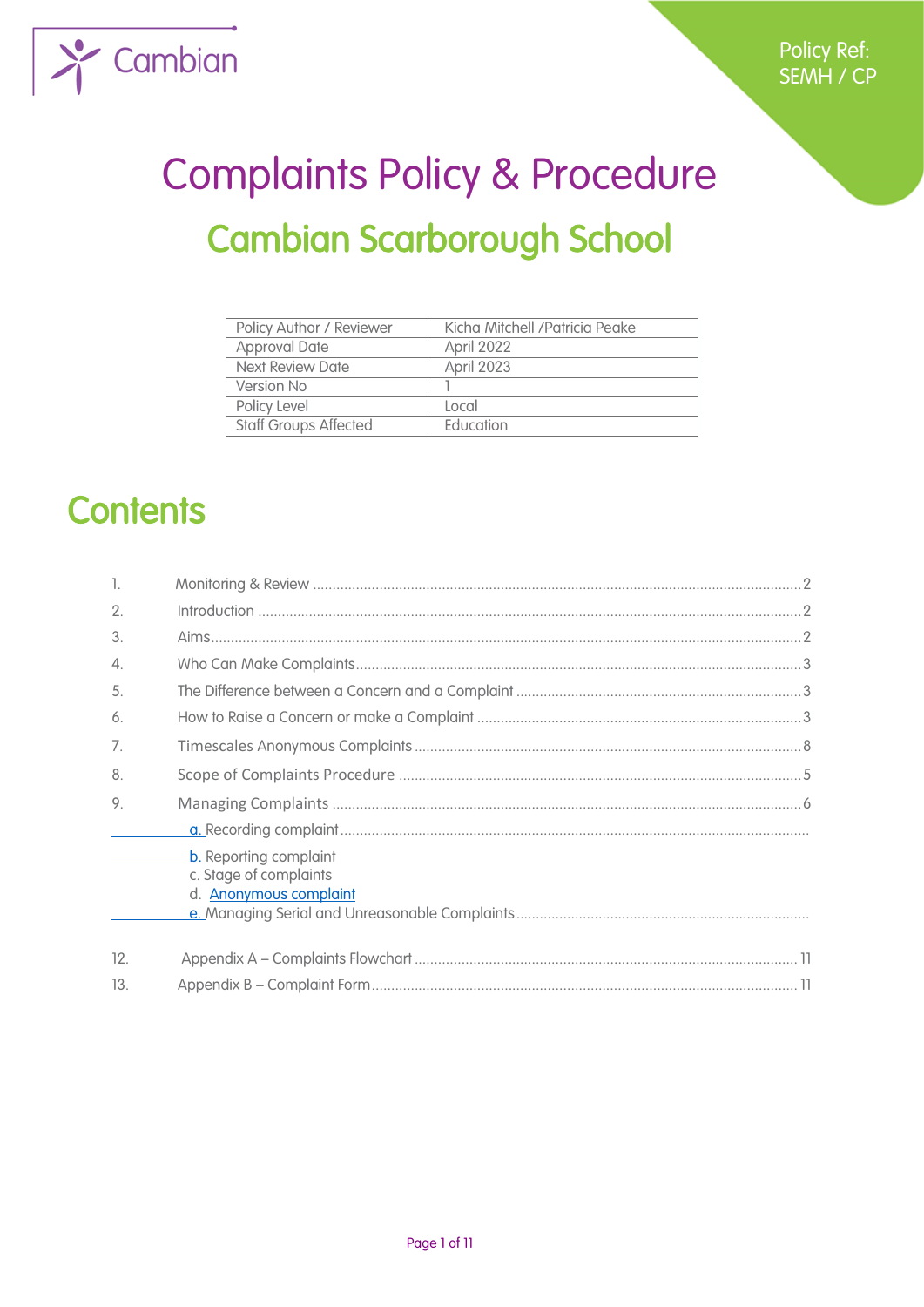Policy Ref: SEMH / CP

# Complaints Policy & Procedure

## Cambian Scarborough School

| Policy Author / Reviewer | Kicha Mitchell /Patricia Peake |
|---|---|
| Approval Date | April 2022 |
| Next Review Date | April 2023 |
| Version No | 1 |
| Policy Level | Local |
| Staff Groups Affected | Education |

# Contents

1. Monitoring & Review ............ 2
2. Introduction ............ 2
3. Aims ............ 2
4. Who Can Make Complaints ............ 3
5. The Difference between a Concern and a Complaint ............ 3
6. How to Raise a Concern or make a Complaint ............ 3
7. Timescales Anonymous Complaints ............ 8
8. Scope of Complaints Procedure ............ 5
9. Managing Complaints ............ 6
   a. Recording complaint ............
   b. Reporting complaint
   c. Stage of complaints
   d. Anonymous complaint
   e. Managing Serial and Unreasonable Complaints ............

12. Appendix A – Complaints Flowchart ............ 11
13. Appendix B – Complaint Form ............ 11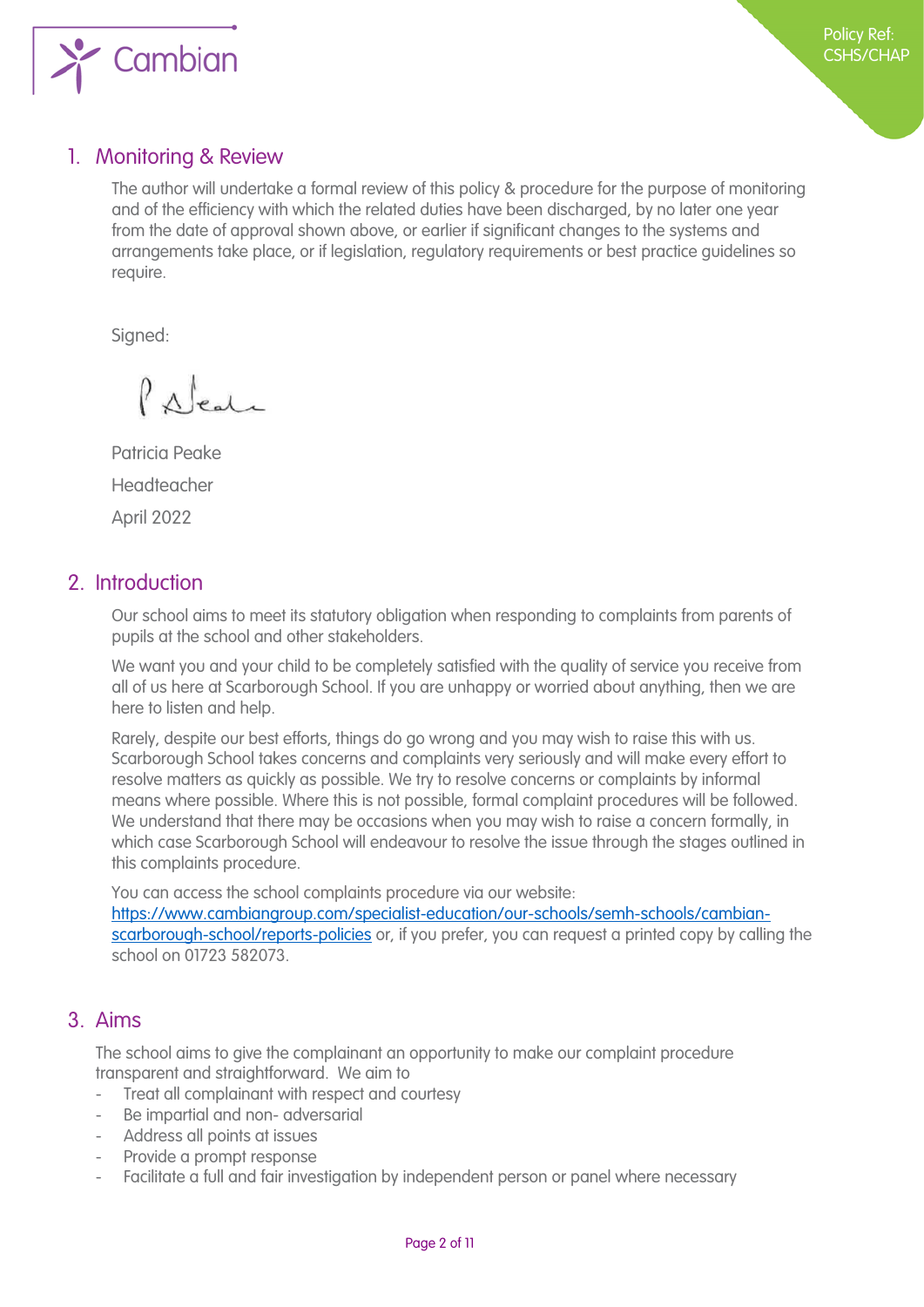## 1. Monitoring & Review

The author will undertake a formal review of this policy & procedure for the purpose of monitoring and of the efficiency with which the related duties have been discharged, by no later one year from the date of approval shown above, or earlier if significant changes to the systems and arrangements take place, or if legislation, regulatory requirements or best practice guidelines so require.

Signed:

Patricia Peake

Headteacher

April 2022

## 2. Introduction

Our school aims to meet its statutory obligation when responding to complaints from parents of pupils at the school and other stakeholders.

We want you and your child to be completely satisfied with the quality of service you receive from all of us here at Scarborough School. If you are unhappy or worried about anything, then we are here to listen and help.

Rarely, despite our best efforts, things do go wrong and you may wish to raise this with us. Scarborough School takes concerns and complaints very seriously and will make every effort to resolve matters as quickly as possible. We try to resolve concerns or complaints by informal means where possible. Where this is not possible, formal complaint procedures will be followed. We understand that there may be occasions when you may wish to raise a concern formally, in which case Scarborough School will endeavour to resolve the issue through the stages outlined in this complaints procedure.

You can access the school complaints procedure via our website: [https://www.cambiangroup.com/specialist-education/our-schools/semh-schools/cambian-scarborough-school/reports-policies](https://www.cambiangroup.com/specialist-education/our-schools/semh-schools/cambian-scarborough-school/reports-policies) or, if you prefer, you can request a printed copy by calling the school on 01723 582073.

## 3. Aims

The school aims to give the complainant an opportunity to make our complaint procedure transparent and straightforward. We aim to

- Treat all complainant with respect and courtesy
- Be impartial and non- adversarial
- Address all points at issues
- Provide a prompt response
- Facilitate a full and fair investigation by independent person or panel where necessary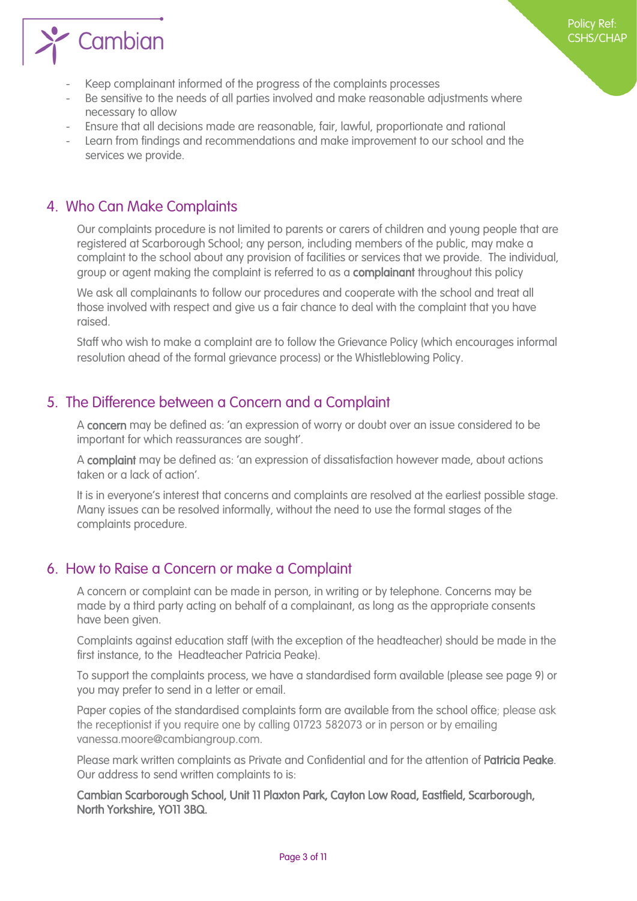- Keep complainant informed of the progress of the complaints processes
- Be sensitive to the needs of all parties involved and make reasonable adjustments where necessary to allow
- Ensure that all decisions made are reasonable, fair, lawful, proportionate and rational
- Learn from findings and recommendations and make improvement to our school and the services we provide.

## 4. Who Can Make Complaints

Our complaints procedure is not limited to parents or carers of children and young people that are registered at Scarborough School; any person, including members of the public, may make a complaint to the school about any provision of facilities or services that we provide. The individual, group or agent making the complaint is referred to as a **complainant** throughout this policy

We ask all complainants to follow our procedures and cooperate with the school and treat all those involved with respect and give us a fair chance to deal with the complaint that you have raised.

Staff who wish to make a complaint are to follow the Grievance Policy (which encourages informal resolution ahead of the formal grievance process) or the Whistleblowing Policy.

## 5. The Difference between a Concern and a Complaint

A **concern** may be defined as: 'an expression of worry or doubt over an issue considered to be important for which reassurances are sought'.

A **complaint** may be defined as: 'an expression of dissatisfaction however made, about actions taken or a lack of action'.

It is in everyone's interest that concerns and complaints are resolved at the earliest possible stage. Many issues can be resolved informally, without the need to use the formal stages of the complaints procedure.

## 6. How to Raise a Concern or make a Complaint

A concern or complaint can be made in person, in writing or by telephone. Concerns may be made by a third party acting on behalf of a complainant, as long as the appropriate consents have been given.

Complaints against education staff (with the exception of the headteacher) should be made in the first instance, to the Headteacher Patricia Peake).

To support the complaints process, we have a standardised form available (please see page 9) or you may prefer to send in a letter or email.

Paper copies of the standardised complaints form are available from the school office; please ask the receptionist if you require one by calling 01723 582073 or in person or by emailing vanessa.moore@cambiangroup.com.

Please mark written complaints as Private and Confidential and for the attention of **Patricia Peake**. Our address to send written complaints to is:

**Cambian Scarborough School, Unit 11 Plaxton Park, Cayton Low Road, Eastfield, Scarborough, North Yorkshire, YO11 3BQ.**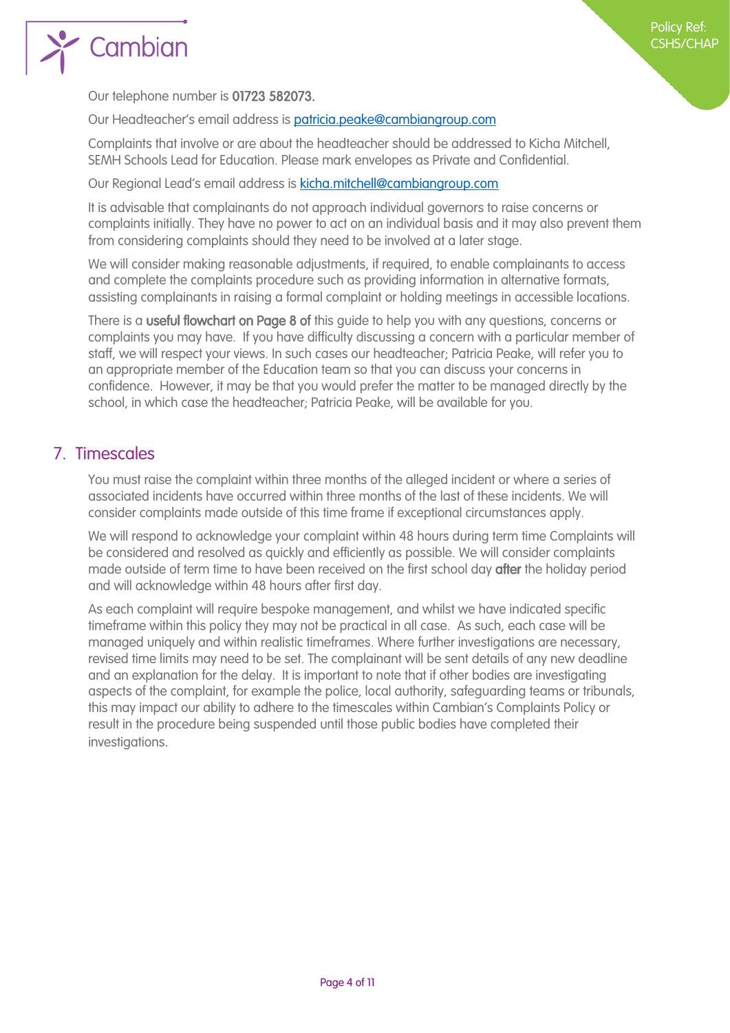Our telephone number is **01723 582073.**

Our Headteacher's email address is [patricia.peake@cambiangroup.com](mailto:patricia.peake@cambiangroup.com)

Complaints that involve or are about the headteacher should be addressed to Kicha Mitchell, SEMH Schools Lead for Education. Please mark envelopes as Private and Confidential.

Our Regional Lead's email address is [kicha.mitchell@cambiangroup.com](mailto:kicha.mitchell@cambiangroup.com)

It is advisable that complainants do not approach individual governors to raise concerns or complaints initially. They have no power to act on an individual basis and it may also prevent them from considering complaints should they need to be involved at a later stage.

We will consider making reasonable adjustments, if required, to enable complainants to access and complete the complaints procedure such as providing information in alternative formats, assisting complainants in raising a formal complaint or holding meetings in accessible locations.

There is a **useful flowchart on Page 8 of** this guide to help you with any questions, concerns or complaints you may have. If you have difficulty discussing a concern with a particular member of staff, we will respect your views. In such cases our headteacher; Patricia Peake, will refer you to an appropriate member of the Education team so that you can discuss your concerns in confidence. However, it may be that you would prefer the matter to be managed directly by the school, in which case the headteacher; Patricia Peake, will be available for you.

## 7. Timescales

You must raise the complaint within three months of the alleged incident or where a series of associated incidents have occurred within three months of the last of these incidents. We will consider complaints made outside of this time frame if exceptional circumstances apply.

We will respond to acknowledge your complaint within 48 hours during term time Complaints will be considered and resolved as quickly and efficiently as possible. We will consider complaints made outside of term time to have been received on the first school day **after** the holiday period and will acknowledge within 48 hours after first day.

As each complaint will require bespoke management, and whilst we have indicated specific timeframe within this policy they may not be practical in all case. As such, each case will be managed uniquely and within realistic timeframes. Where further investigations are necessary, revised time limits may need to be set. The complainant will be sent details of any new deadline and an explanation for the delay. It is important to note that if other bodies are investigating aspects of the complaint, for example the police, local authority, safeguarding teams or tribunals, this may impact our ability to adhere to the timescales within Cambian's Complaints Policy or result in the procedure being suspended until those public bodies have completed their investigations.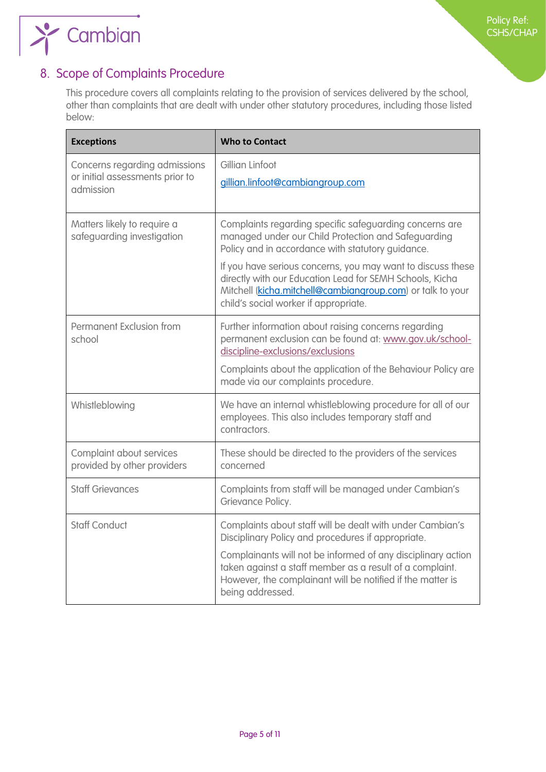## 8. Scope of Complaints Procedure

This procedure covers all complaints relating to the provision of services delivered by the school, other than complaints that are dealt with under other statutory procedures, including those listed below:

| Exceptions | Who to Contact |
| --- | --- |
| Concerns regarding admissions or initial assessments prior to admission | Gillian Linfoot<br><br>gillian.linfoot@cambiangroup.com |
| Matters likely to require a safeguarding investigation | Complaints regarding specific safeguarding concerns are managed under our Child Protection and Safeguarding Policy and in accordance with statutory guidance.<br><br>If you have serious concerns, you may want to discuss these directly with our Education Lead for SEMH Schools, Kicha Mitchell (kicha.mitchell@cambiangroup.com) or talk to your child's social worker if appropriate. |
| Permanent Exclusion from school | Further information about raising concerns regarding permanent exclusion can be found at: www.gov.uk/school-discipline-exclusions/exclusions<br><br>Complaints about the application of the Behaviour Policy are made via our complaints procedure. |
| Whistleblowing | We have an internal whistleblowing procedure for all of our employees. This also includes temporary staff and contractors. |
| Complaint about services provided by other providers | These should be directed to the providers of the services concerned |
| Staff Grievances | Complaints from staff will be managed under Cambian's Grievance Policy. |
| Staff Conduct | Complaints about staff will be dealt with under Cambian's Disciplinary Policy and procedures if appropriate.<br><br>Complainants will not be informed of any disciplinary action taken against a staff member as a result of a complaint. However, the complainant will be notified if the matter is being addressed. |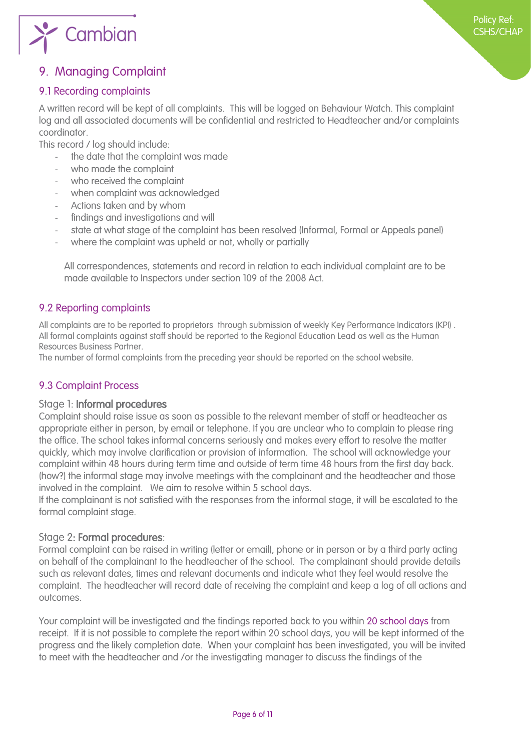## 9. Managing Complaint

### 9.1 Recording complaints

A written record will be kept of all complaints. This will be logged on Behaviour Watch. This complaint log and all associated documents will be confidential and restricted to Headteacher and/or complaints coordinator.

This record / log should include:

- the date that the complaint was made
- who made the complaint
- who received the complaint
- when complaint was acknowledged
- Actions taken and by whom
- findings and investigations and will
- state at what stage of the complaint has been resolved (Informal, Formal or Appeals panel)
- where the complaint was upheld or not, wholly or partially

All correspondences, statements and record in relation to each individual complaint are to be made available to Inspectors under section 109 of the 2008 Act.

### 9.2 Reporting complaints

All complaints are to be reported to proprietors through submission of weekly Key Performance Indicators (KPI) . All formal complaints against staff should be reported to the Regional Education Lead as well as the Human Resources Business Partner.

The number of formal complaints from the preceding year should be reported on the school website.

### 9.3 Complaint Process

Stage 1: **Informal procedures**

Complaint should raise issue as soon as possible to the relevant member of staff or headteacher as appropriate either in person, by email or telephone. If you are unclear who to complain to please ring the office. The school takes informal concerns seriously and makes every effort to resolve the matter quickly, which may involve clarification or provision of information. The school will acknowledge your complaint within 48 hours during term time and outside of term time 48 hours from the first day back. (how?) the informal stage may involve meetings with the complainant and the headteacher and those involved in the complaint. We aim to resolve within 5 school days.

If the complainant is not satisfied with the responses from the informal stage, it will be escalated to the formal complaint stage.

Stage 2: **Formal procedures**:

Formal complaint can be raised in writing (letter or email), phone or in person or by a third party acting on behalf of the complainant to the headteacher of the school. The complainant should provide details such as relevant dates, times and relevant documents and indicate what they feel would resolve the complaint. The headteacher will record date of receiving the complaint and keep a log of all actions and outcomes.

Your complaint will be investigated and the findings reported back to you within 20 school days from receipt. If it is not possible to complete the report within 20 school days, you will be kept informed of the progress and the likely completion date. When your complaint has been investigated, you will be invited to meet with the headteacher and /or the investigating manager to discuss the findings of the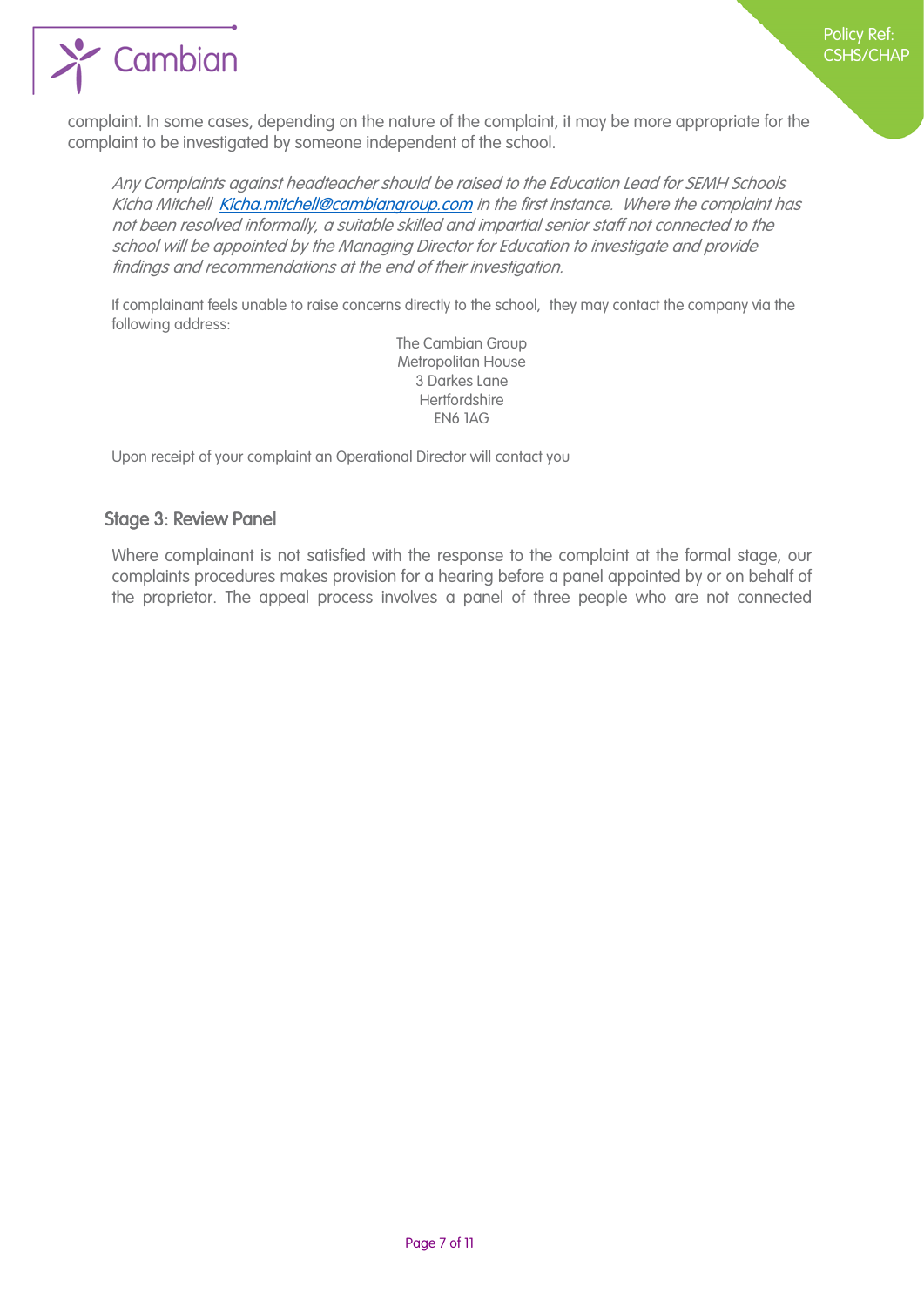complaint. In some cases, depending on the nature of the complaint, it may be more appropriate for the complaint to be investigated by someone independent of the school.

*Any Complaints against headteacher should be raised to the Education Lead for SEMH Schools Kicha Mitchell [Kicha.mitchell@cambiangroup.com](mailto:Kicha.mitchell@cambiangroup.com) in the first instance. Where the complaint has not been resolved informally, a suitable skilled and impartial senior staff not connected to the school will be appointed by the Managing Director for Education to investigate and provide findings and recommendations at the end of their investigation.*

If complainant feels unable to raise concerns directly to the school, they may contact the company via the following address:

The Cambian Group
Metropolitan House
3 Darkes Lane
Hertfordshire
EN6 1AG

Upon receipt of your complaint an Operational Director will contact you

### Stage 3: Review Panel

Where complainant is not satisfied with the response to the complaint at the formal stage, our complaints procedures makes provision for a hearing before a panel appointed by or on behalf of the proprietor. The appeal process involves a panel of three people who are not connected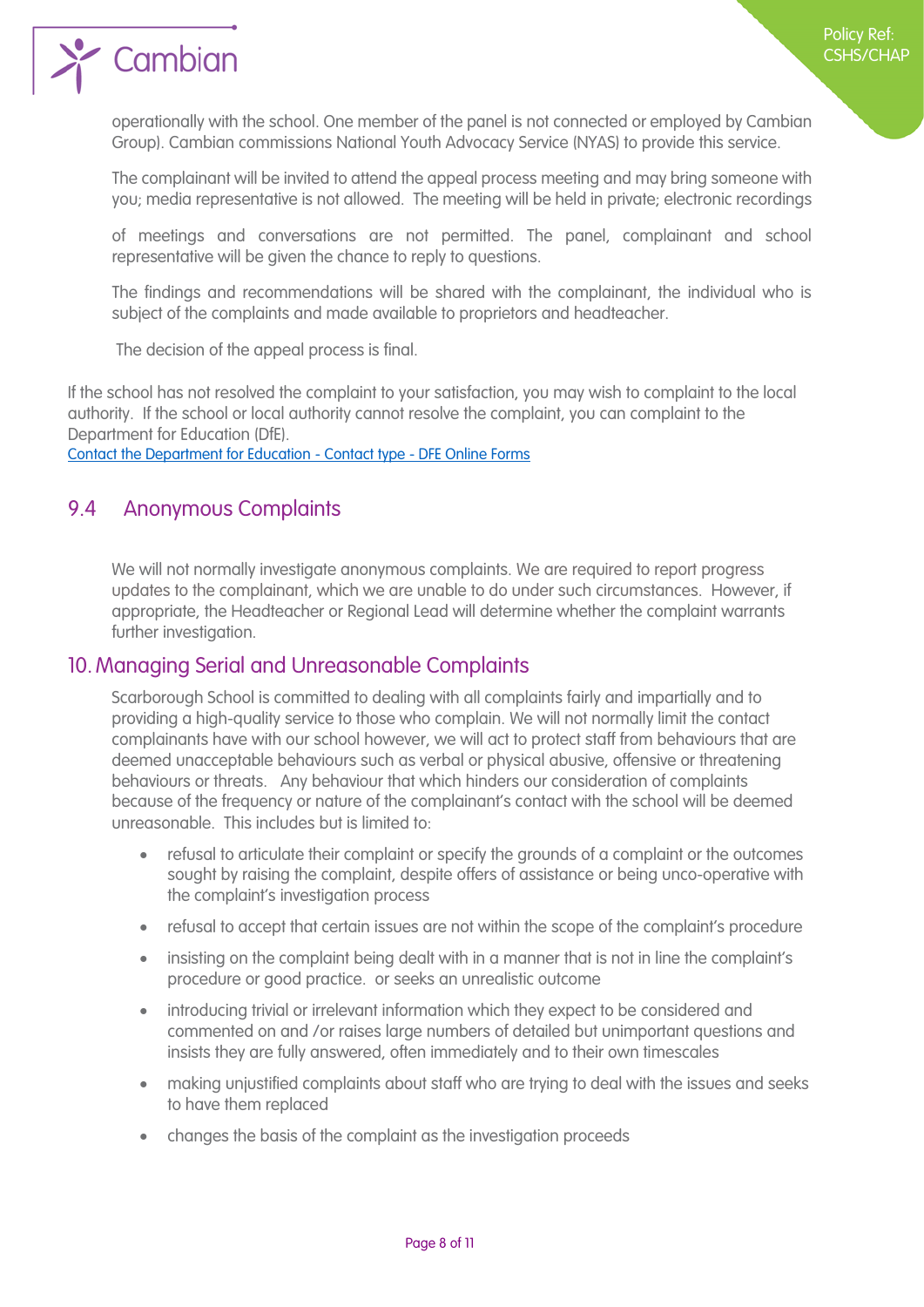operationally with the school. One member of the panel is not connected or employed by Cambian Group). Cambian commissions National Youth Advocacy Service (NYAS) to provide this service.

The complainant will be invited to attend the appeal process meeting and may bring someone with you; media representative is not allowed. The meeting will be held in private; electronic recordings

of meetings and conversations are not permitted. The panel, complainant and school representative will be given the chance to reply to questions.

The findings and recommendations will be shared with the complainant, the individual who is subject of the complaints and made available to proprietors and headteacher.

The decision of the appeal process is final.

If the school has not resolved the complaint to your satisfaction, you may wish to complaint to the local authority. If the school or local authority cannot resolve the complaint, you can complaint to the Department for Education (DfE).
[Contact the Department for Education - Contact type - DFE Online Forms]()

## 9.4 Anonymous Complaints

We will not normally investigate anonymous complaints. We are required to report progress updates to the complainant, which we are unable to do under such circumstances. However, if appropriate, the Headteacher or Regional Lead will determine whether the complaint warrants further investigation.

## 10. Managing Serial and Unreasonable Complaints

Scarborough School is committed to dealing with all complaints fairly and impartially and to providing a high-quality service to those who complain. We will not normally limit the contact complainants have with our school however, we will act to protect staff from behaviours that are deemed unacceptable behaviours such as verbal or physical abusive, offensive or threatening behaviours or threats. Any behaviour that which hinders our consideration of complaints because of the frequency or nature of the complainant's contact with the school will be deemed unreasonable. This includes but is limited to:

- refusal to articulate their complaint or specify the grounds of a complaint or the outcomes sought by raising the complaint, despite offers of assistance or being unco-operative with the complaint's investigation process
- refusal to accept that certain issues are not within the scope of the complaint's procedure
- insisting on the complaint being dealt with in a manner that is not in line the complaint's procedure or good practice. or seeks an unrealistic outcome
- introducing trivial or irrelevant information which they expect to be considered and commented on and /or raises large numbers of detailed but unimportant questions and insists they are fully answered, often immediately and to their own timescales
- making unjustified complaints about staff who are trying to deal with the issues and seeks to have them replaced
- changes the basis of the complaint as the investigation proceeds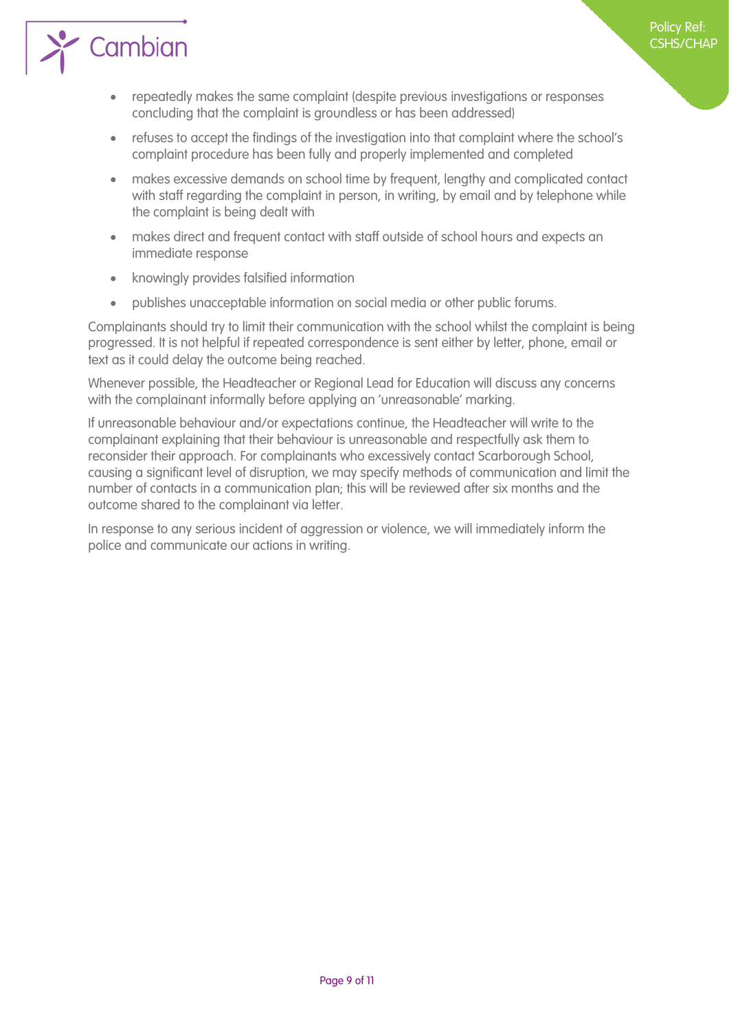- repeatedly makes the same complaint (despite previous investigations or responses concluding that the complaint is groundless or has been addressed)
- refuses to accept the findings of the investigation into that complaint where the school's complaint procedure has been fully and properly implemented and completed
- makes excessive demands on school time by frequent, lengthy and complicated contact with staff regarding the complaint in person, in writing, by email and by telephone while the complaint is being dealt with
- makes direct and frequent contact with staff outside of school hours and expects an immediate response
- knowingly provides falsified information
- publishes unacceptable information on social media or other public forums.

Complainants should try to limit their communication with the school whilst the complaint is being progressed. It is not helpful if repeated correspondence is sent either by letter, phone, email or text as it could delay the outcome being reached.

Whenever possible, the Headteacher or Regional Lead for Education will discuss any concerns with the complainant informally before applying an 'unreasonable' marking.

If unreasonable behaviour and/or expectations continue, the Headteacher will write to the complainant explaining that their behaviour is unreasonable and respectfully ask them to reconsider their approach. For complainants who excessively contact Scarborough School, causing a significant level of disruption, we may specify methods of communication and limit the number of contacts in a communication plan; this will be reviewed after six months and the outcome shared to the complainant via letter.

In response to any serious incident of aggression or violence, we will immediately inform the police and communicate our actions in writing.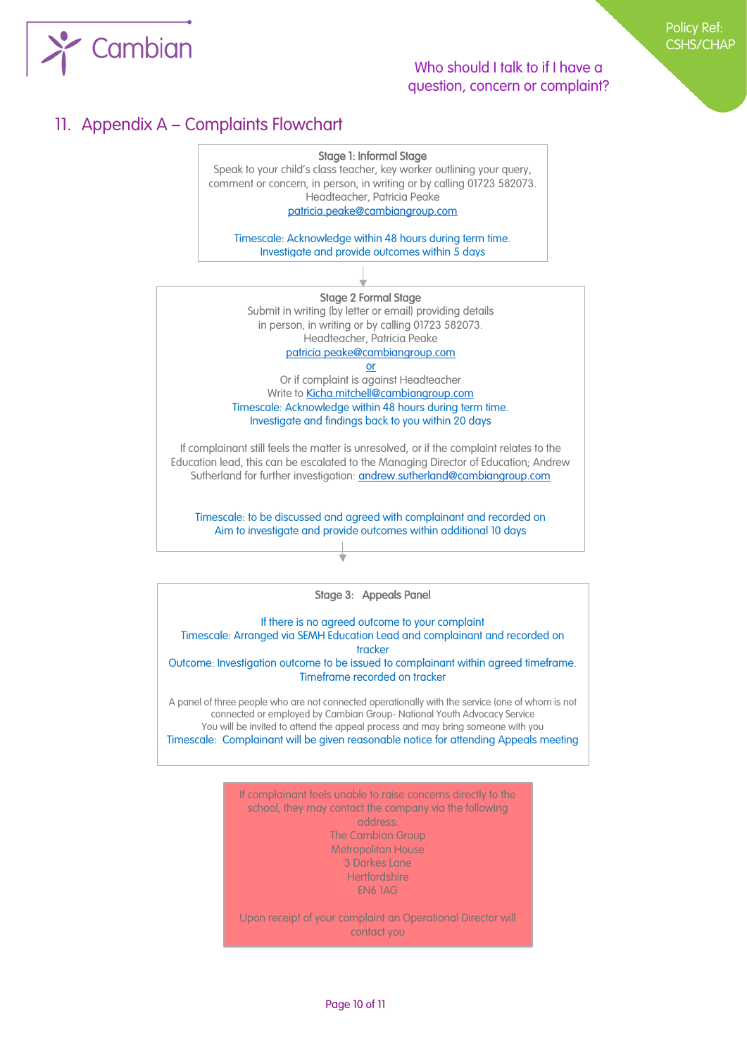## 11. Appendix A – Complaints Flowchart

**Stage 1: Informal Stage**

Speak to your child's class teacher, key worker outlining your query, comment or concern, in person, in writing or by calling 01723 582073.
Headteacher, Patricia Peake
patricia.peake@cambiangroup.com

Timescale: Acknowledge within 48 hours during term time.
Investigate and provide outcomes within 5 days

↓

**Stage 2 Formal Stage**

Submit in writing (by letter or email) providing details in person, in writing or by calling 01723 582073.
Headteacher, Patricia Peake
patricia.peake@cambiangroup.com
or
Or if complaint is against Headteacher
Write to Kicha.mitchell@cambiangroup.com
Timescale: Acknowledge within 48 hours during term time.
Investigate and findings back to you within 20 days

If complainant still feels the matter is unresolved, or if the complaint relates to the Education lead, this can be escalated to the Managing Director of Education; Andrew Sutherland for further investigation: andrew.sutherland@cambiangroup.com

Timescale: to be discussed and agreed with complainant and recorded on
Aim to investigate and provide outcomes within additional 10 days

↓

**Stage 3: Appeals Panel**

If there is no agreed outcome to your complaint
Timescale: Arranged via SEMH Education Lead and complainant and recorded on tracker
Outcome: Investigation outcome to be issued to complainant within agreed timeframe.
Timeframe recorded on tracker

A panel of three people who are not connected operationally with the service (one of whom is not connected or employed by Cambian Group- National Youth Advocacy Service
You will be invited to attend the appeal process and may bring someone with you
Timescale: Complainant will be given reasonable notice for attending Appeals meeting

---

If complainant feels unable to raise concerns directly to the school, they may contact the company via the following address:
The Cambian Group
Metropolitan House
3 Darkes Lane
Hertfordshire
EN6 1AG

Upon receipt of your complaint an Operational Director will contact you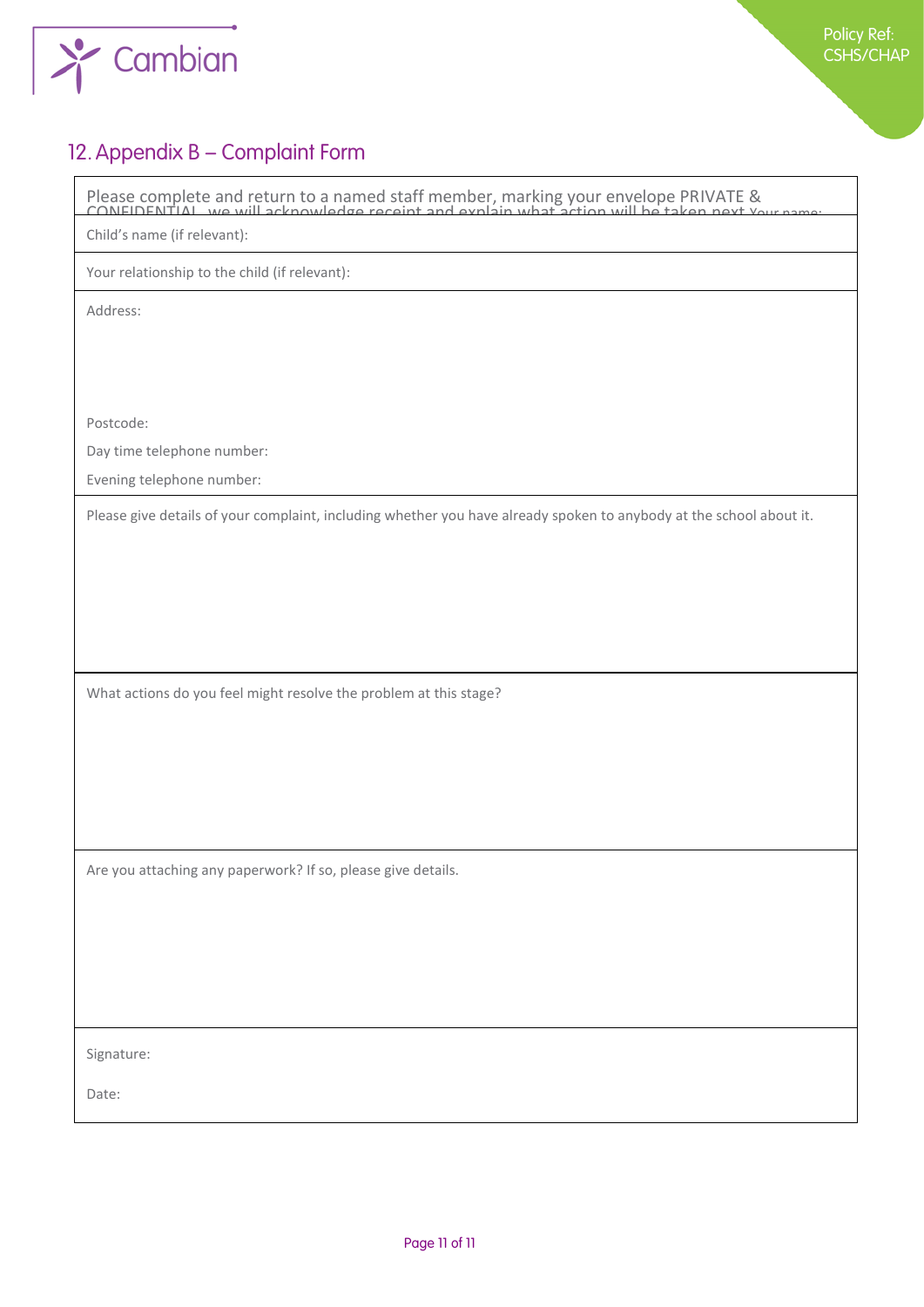## 12. Appendix B – Complaint Form

Please complete and return to a named staff member, marking your envelope PRIVATE & CONFIDENTIAL, we will acknowledge receipt and explain what action will be taken next. Your name:

Child's name (if relevant):

Your relationship to the child (if relevant):

Address:

Postcode:

Day time telephone number:

Evening telephone number:

Please give details of your complaint, including whether you have already spoken to anybody at the school about it.

What actions do you feel might resolve the problem at this stage?

Are you attaching any paperwork? If so, please give details.

Signature:

Date: